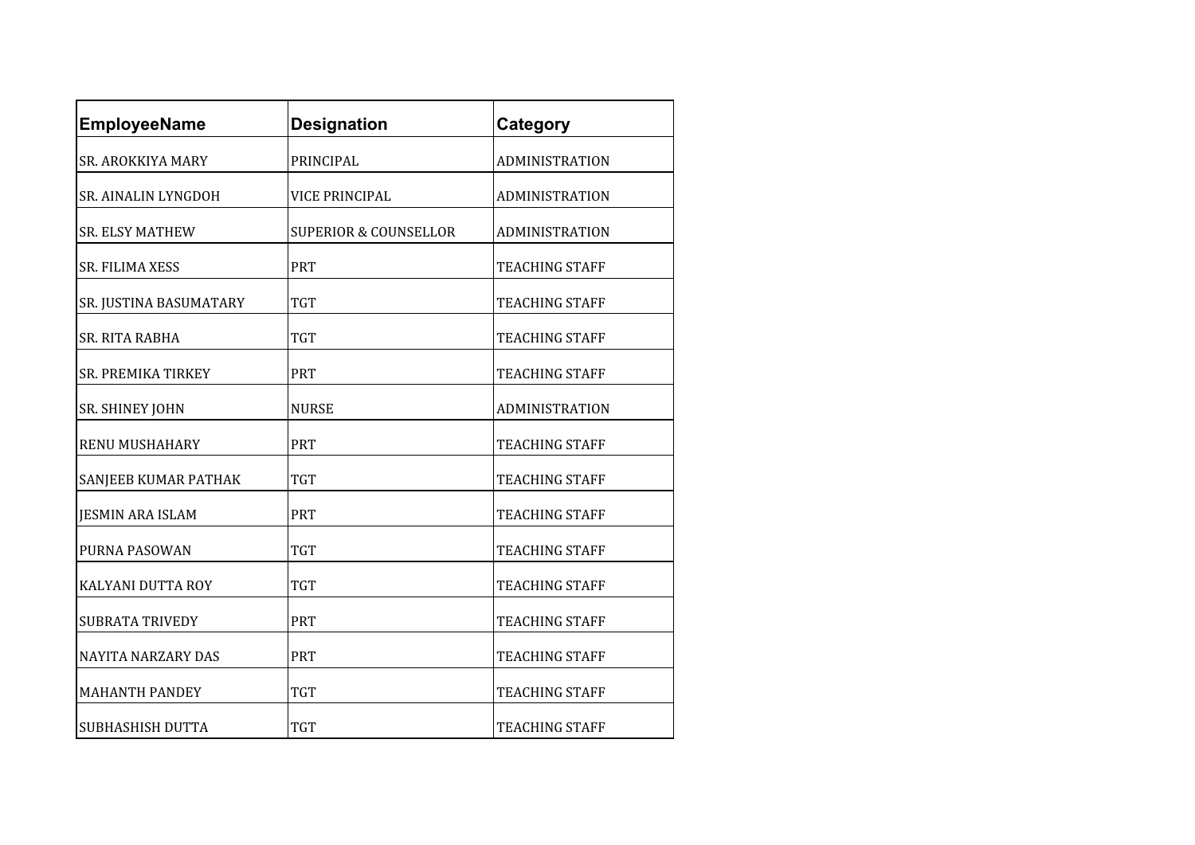| EmployeeName | Designation | Category |
|---|---|---|
| SR. AROKKIYA MARY | PRINCIPAL | ADMINISTRATION |
| SR. AINALIN LYNGDOH | VICE PRINCIPAL | ADMINISTRATION |
| SR. ELSY MATHEW | SUPERIOR & COUNSELLOR | ADMINISTRATION |
| SR. FILIMA XESS | PRT | TEACHING STAFF |
| SR. JUSTINA BASUMATARY | TGT | TEACHING STAFF |
| SR. RITA RABHA | TGT | TEACHING STAFF |
| SR. PREMIKA TIRKEY | PRT | TEACHING STAFF |
| SR. SHINEY JOHN | NURSE | ADMINISTRATION |
| RENU MUSHAHARY | PRT | TEACHING STAFF |
| SANJEEB KUMAR PATHAK | TGT | TEACHING STAFF |
| JESMIN ARA ISLAM | PRT | TEACHING STAFF |
| PURNA PASOWAN | TGT | TEACHING STAFF |
| KALYANI DUTTA ROY | TGT | TEACHING STAFF |
| SUBRATA TRIVEDY | PRT | TEACHING STAFF |
| NAYITA NARZARY DAS | PRT | TEACHING STAFF |
| MAHANTH PANDEY | TGT | TEACHING STAFF |
| SUBHASHISH DUTTA | TGT | TEACHING STAFF |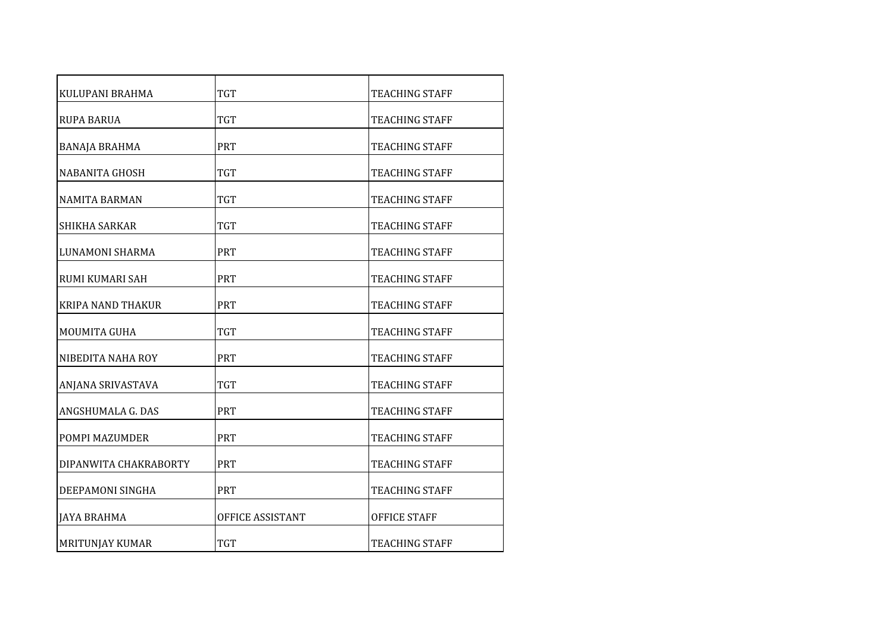| | | |
|---|---|---|
| KULUPANI BRAHMA | TGT | TEACHING STAFF |
| RUPA BARUA | TGT | TEACHING STAFF |
| BANAJA BRAHMA | PRT | TEACHING STAFF |
| NABANITA GHOSH | TGT | TEACHING STAFF |
| NAMITA BARMAN | TGT | TEACHING STAFF |
| SHIKHA SARKAR | TGT | TEACHING STAFF |
| LUNAMONI SHARMA | PRT | TEACHING STAFF |
| RUMI KUMARI SAH | PRT | TEACHING STAFF |
| KRIPA NAND THAKUR | PRT | TEACHING STAFF |
| MOUMITA GUHA | TGT | TEACHING STAFF |
| NIBEDITA NAHA ROY | PRT | TEACHING STAFF |
| ANJANA SRIVASTAVA | TGT | TEACHING STAFF |
| ANGSHUMALA G. DAS | PRT | TEACHING STAFF |
| POMPI MAZUMDER | PRT | TEACHING STAFF |
| DIPANWITA CHAKRABORTY | PRT | TEACHING STAFF |
| DEEPAMONI SINGHA | PRT | TEACHING STAFF |
| JAYA BRAHMA | OFFICE ASSISTANT | OFFICE STAFF |
| MRITUNJAY KUMAR | TGT | TEACHING STAFF |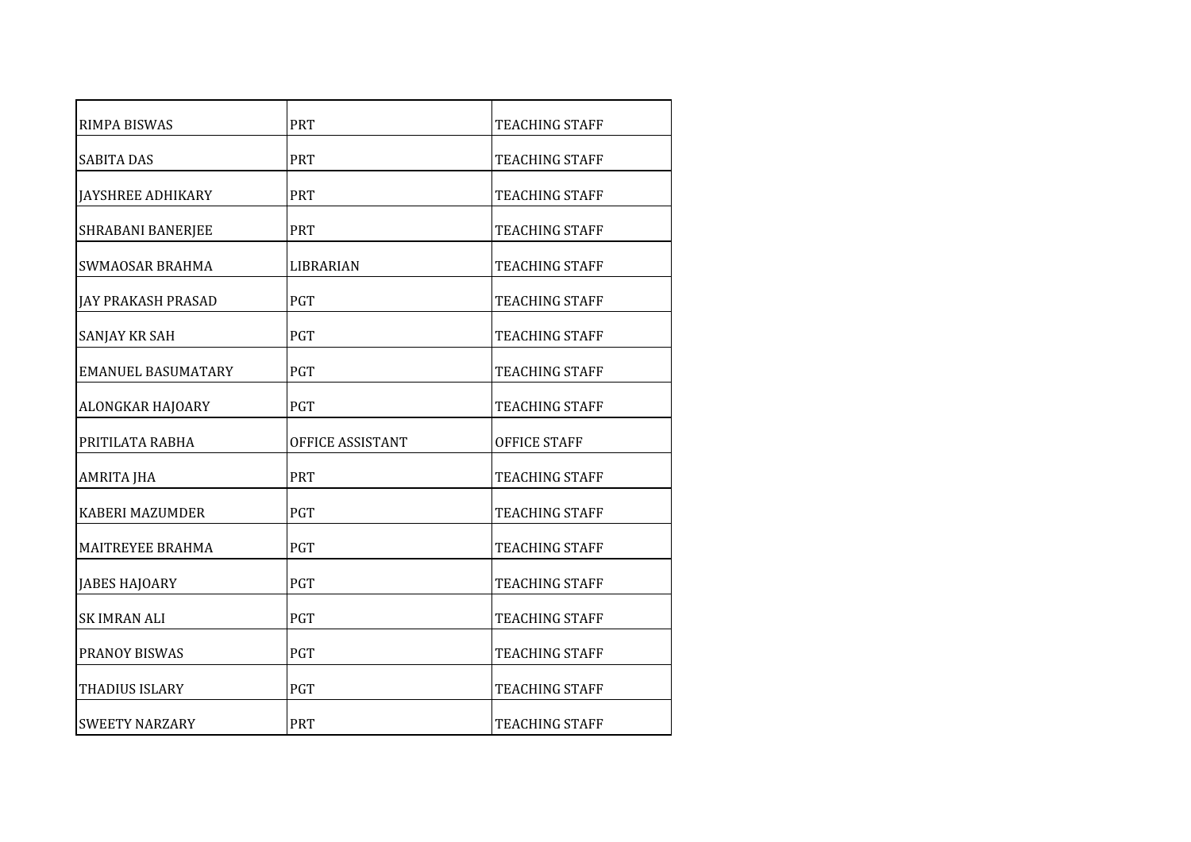| | | |
|---|---|---|
| RIMPA BISWAS | PRT | TEACHING STAFF |
| SABITA DAS | PRT | TEACHING STAFF |
| JAYSHREE ADHIKARY | PRT | TEACHING STAFF |
| SHRABANI BANERJEE | PRT | TEACHING STAFF |
| SWMAOSAR BRAHMA | LIBRARIAN | TEACHING STAFF |
| JAY PRAKASH PRASAD | PGT | TEACHING STAFF |
| SANJAY KR SAH | PGT | TEACHING STAFF |
| EMANUEL BASUMATARY | PGT | TEACHING STAFF |
| ALONGKAR HAJOARY | PGT | TEACHING STAFF |
| PRITILATA RABHA | OFFICE ASSISTANT | OFFICE STAFF |
| AMRITA JHA | PRT | TEACHING STAFF |
| KABERI MAZUMDER | PGT | TEACHING STAFF |
| MAITREYEE BRAHMA | PGT | TEACHING STAFF |
| JABES HAJOARY | PGT | TEACHING STAFF |
| SK IMRAN ALI | PGT | TEACHING STAFF |
| PRANOY BISWAS | PGT | TEACHING STAFF |
| THADIUS ISLARY | PGT | TEACHING STAFF |
| SWEETY NARZARY | PRT | TEACHING STAFF |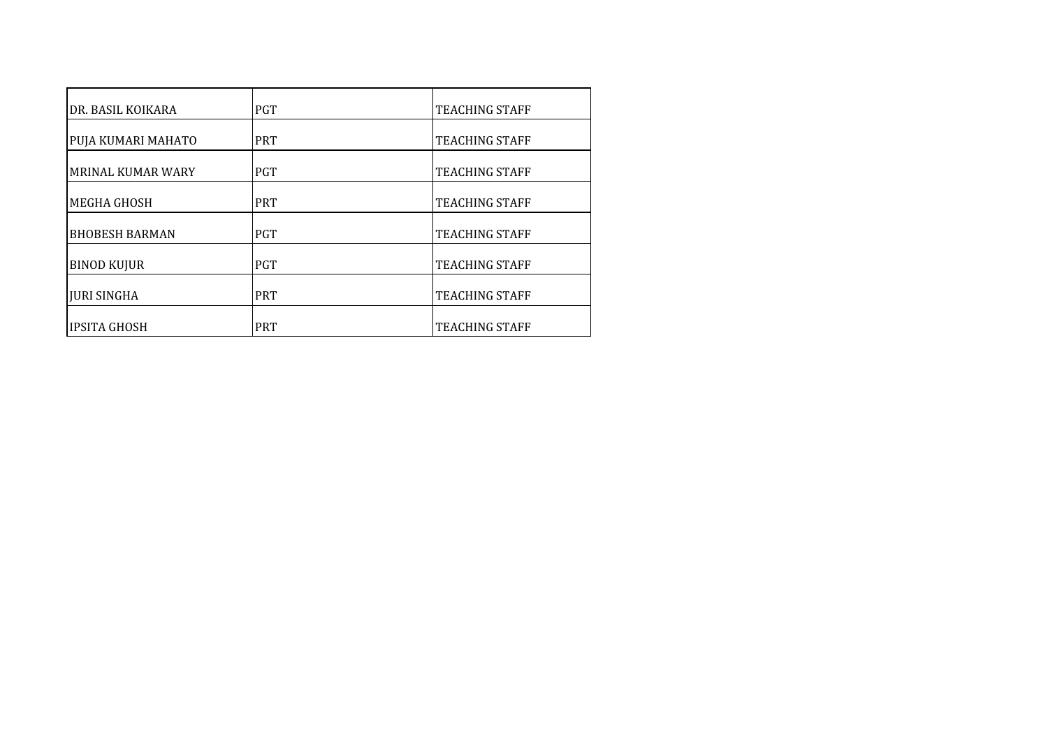| | | |
|---|---|---|
| DR. BASIL KOIKARA | PGT | TEACHING STAFF |
| PUJA KUMARI MAHATO | PRT | TEACHING STAFF |
| MRINAL KUMAR WARY | PGT | TEACHING STAFF |
| MEGHA GHOSH | PRT | TEACHING STAFF |
| BHOBESH BARMAN | PGT | TEACHING STAFF |
| BINOD KUJUR | PGT | TEACHING STAFF |
| JURI SINGHA | PRT | TEACHING STAFF |
| IPSITA GHOSH | PRT | TEACHING STAFF |